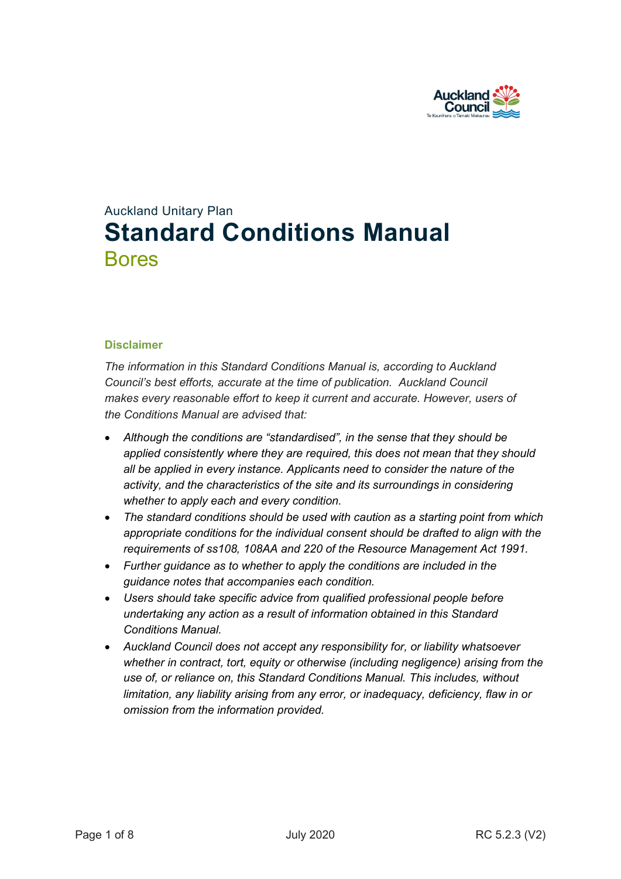Auckland Unitary Plan

# Standard Conditions Manual

## Bores

### Disclaimer

*The information in this Standard Conditions Manual is, according to Auckland Council's best efforts, accurate at the time of publication. Auckland Council makes every reasonable effort to keep it current and accurate. However, users of the Conditions Manual are advised that:*

- *Although the conditions are "standardised", in the sense that they should be applied consistently where they are required, this does not mean that they should all be applied in every instance. Applicants need to consider the nature of the activity, and the characteristics of the site and its surroundings in considering whether to apply each and every condition.*
- *The standard conditions should be used with caution as a starting point from which appropriate conditions for the individual consent should be drafted to align with the requirements of ss108, 108AA and 220 of the Resource Management Act 1991.*
- *Further guidance as to whether to apply the conditions are included in the guidance notes that accompanies each condition.*
- *Users should take specific advice from qualified professional people before undertaking any action as a result of information obtained in this Standard Conditions Manual.*
- *Auckland Council does not accept any responsibility for, or liability whatsoever whether in contract, tort, equity or otherwise (including negligence) arising from the use of, or reliance on, this Standard Conditions Manual. This includes, without limitation, any liability arising from any error, or inadequacy, deficiency, flaw in or omission from the information provided.*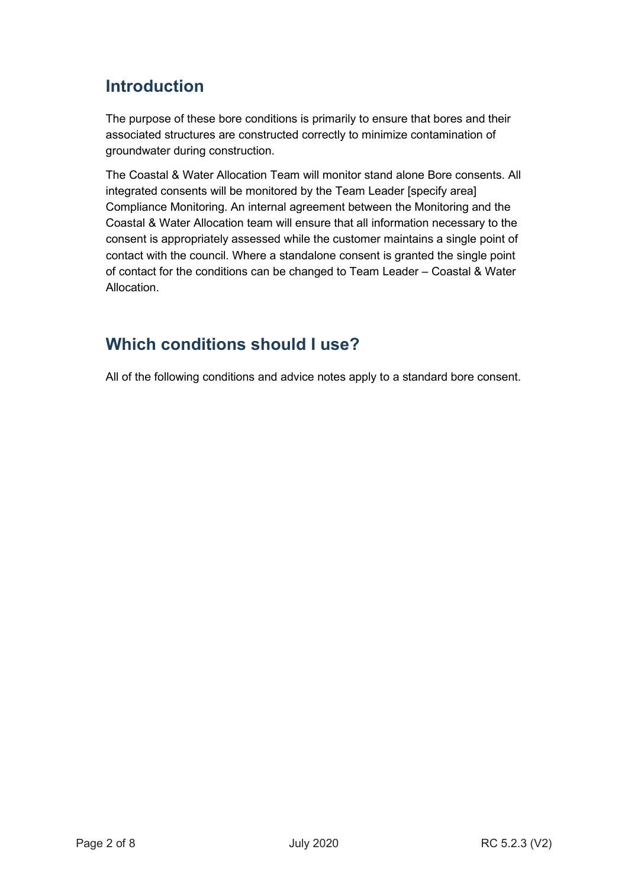## Introduction

The purpose of these bore conditions is primarily to ensure that bores and their associated structures are constructed correctly to minimize contamination of groundwater during construction.

The Coastal & Water Allocation Team will monitor stand alone Bore consents. All integrated consents will be monitored by the Team Leader [specify area] Compliance Monitoring. An internal agreement between the Monitoring and the Coastal & Water Allocation team will ensure that all information necessary to the consent is appropriately assessed while the customer maintains a single point of contact with the council. Where a standalone consent is granted the single point of contact for the conditions can be changed to Team Leader – Coastal & Water Allocation.

## Which conditions should I use?

All of the following conditions and advice notes apply to a standard bore consent.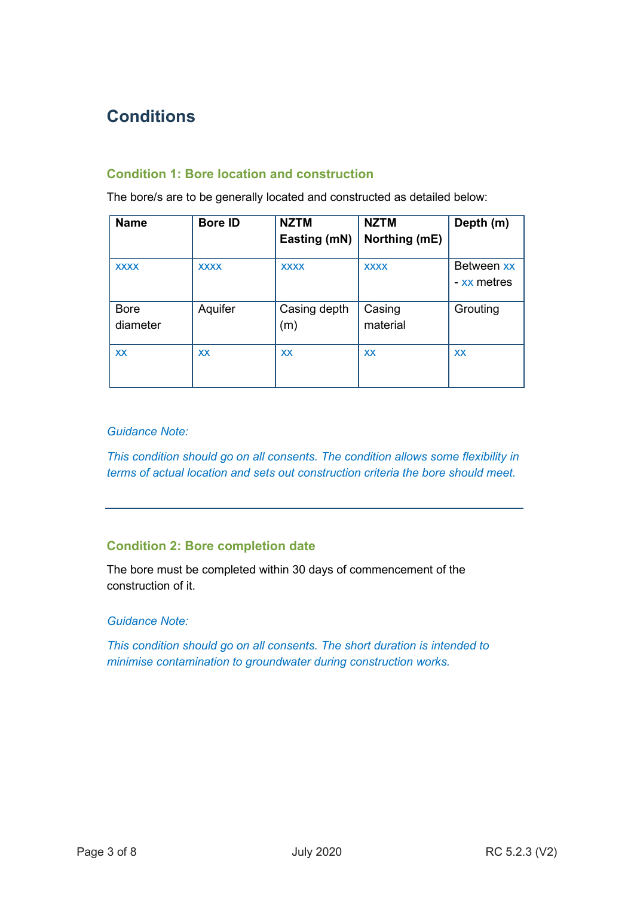# Conditions

## Condition 1: Bore location and construction

The bore/s are to be generally located and constructed as detailed below:

| Name | Bore ID | NZTM Easting (mN) | NZTM Northing (mE) | Depth (m) |
|---|---|---|---|---|
| xxxx | xxxx | xxxx | xxxx | Between xx - xx metres |
| Bore diameter | Aquifer | Casing depth (m) | Casing material | Grouting |
| xx | xx | xx | xx | xx |

*Guidance Note:*

*This condition should go on all consents. The condition allows some flexibility in terms of actual location and sets out construction criteria the bore should meet.*

---

## Condition 2: Bore completion date

The bore must be completed within 30 days of commencement of the construction of it.

*Guidance Note:*

*This condition should go on all consents. The short duration is intended to minimise contamination to groundwater during construction works.*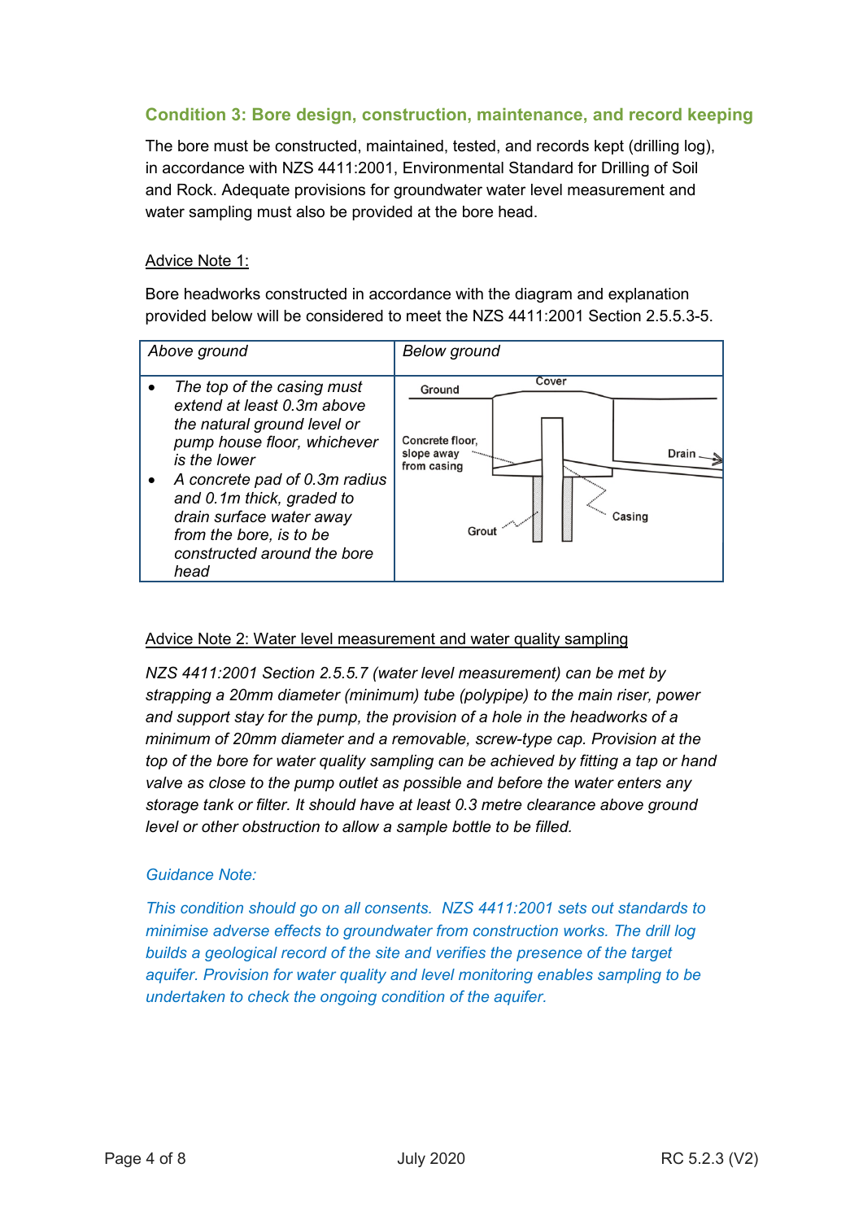### Condition 3: Bore design, construction, maintenance, and record keeping

The bore must be constructed, maintained, tested, and records kept (drilling log), in accordance with NZS 4411:2001, Environmental Standard for Drilling of Soil and Rock. Adequate provisions for groundwater water level measurement and water sampling must also be provided at the bore head.

<u>Advice Note 1:</u>

Bore headworks constructed in accordance with the diagram and explanation provided below will be considered to meet the NZS 4411:2001 Section 2.5.5.3-5.

| *Above ground* | *Below ground* |
| --- | --- |
| • *The top of the casing must extend at least 0.3m above the natural ground level or pump house floor, whichever is the lower*<br>• *A concrete pad of 0.3m radius and 0.1m thick, graded to drain surface water away from the bore, is to be constructed around the bore head* | Ground, Cover, Concrete floor, slope away from casing, Drain, Casing, Grout |

<u>Advice Note 2: Water level measurement and water quality sampling</u>

*NZS 4411:2001 Section 2.5.5.7 (water level measurement) can be met by strapping a 20mm diameter (minimum) tube (polypipe) to the main riser, power and support stay for the pump, the provision of a hole in the headworks of a minimum of 20mm diameter and a removable, screw-type cap. Provision at the top of the bore for water quality sampling can be achieved by fitting a tap or hand valve as close to the pump outlet as possible and before the water enters any storage tank or filter. It should have at least 0.3 metre clearance above ground level or other obstruction to allow a sample bottle to be filled.*

*Guidance Note:*

*This condition should go on all consents. NZS 4411:2001 sets out standards to minimise adverse effects to groundwater from construction works. The drill log builds a geological record of the site and verifies the presence of the target aquifer. Provision for water quality and level monitoring enables sampling to be undertaken to check the ongoing condition of the aquifer.*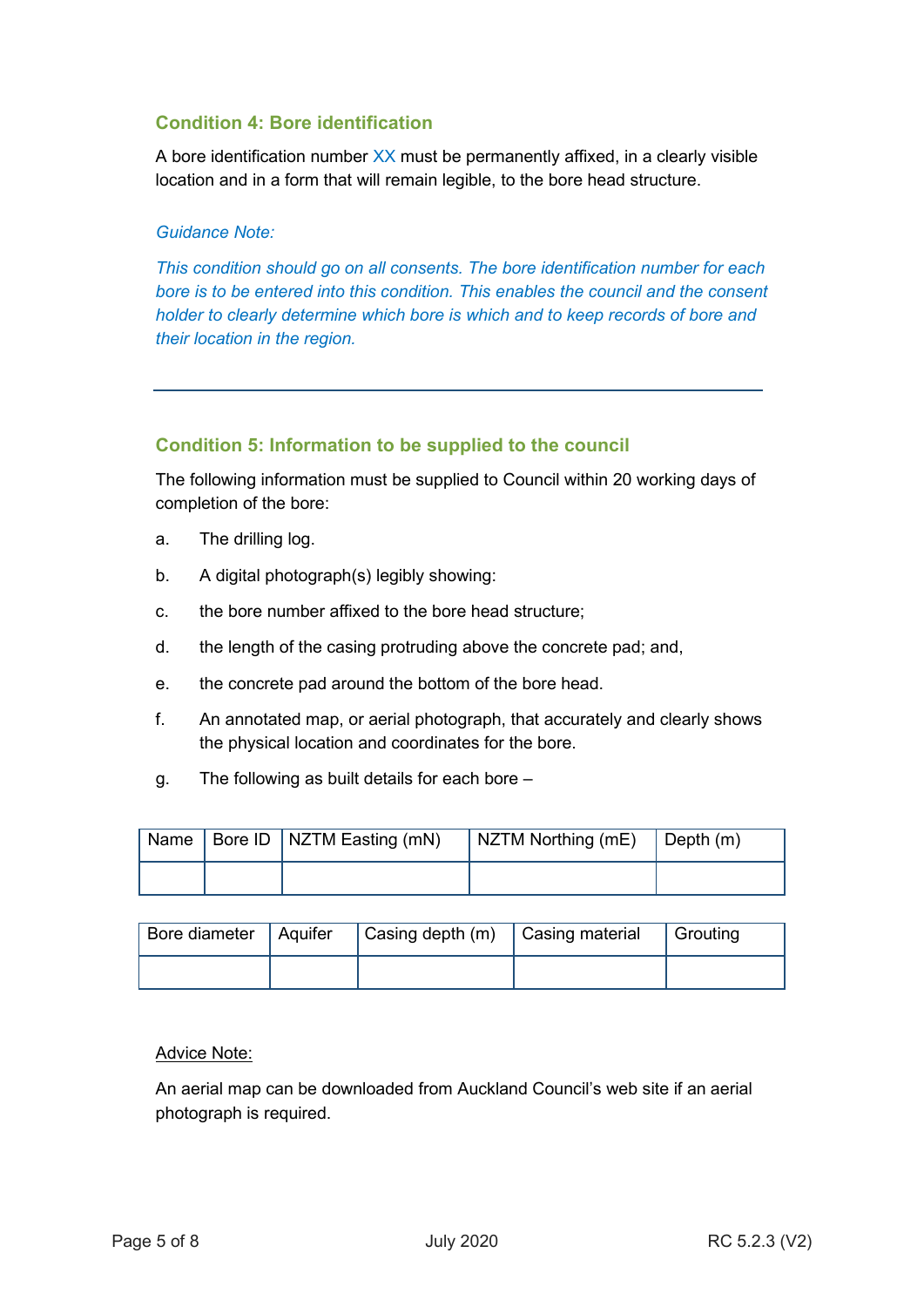### Condition 4: Bore identification

A bore identification number XX must be permanently affixed, in a clearly visible location and in a form that will remain legible, to the bore head structure.

*Guidance Note:*

*This condition should go on all consents. The bore identification number for each bore is to be entered into this condition. This enables the council and the consent holder to clearly determine which bore is which and to keep records of bore and their location in the region.*

---

### Condition 5: Information to be supplied to the council

The following information must be supplied to Council within 20 working days of completion of the bore:

a. The drilling log.

b. A digital photograph(s) legibly showing:

c. the bore number affixed to the bore head structure;

d. the length of the casing protruding above the concrete pad; and,

e. the concrete pad around the bottom of the bore head.

f. An annotated map, or aerial photograph, that accurately and clearly shows the physical location and coordinates for the bore.

g. The following as built details for each bore –

| Name | Bore ID | NZTM Easting (mN) | NZTM Northing (mE) | Depth (m) |
|---|---|---|---|---|
| | | | | |

| Bore diameter | Aquifer | Casing depth (m) | Casing material | Grouting |
|---|---|---|---|---|
| | | | | |

Advice Note:

An aerial map can be downloaded from Auckland Council's web site if an aerial photograph is required.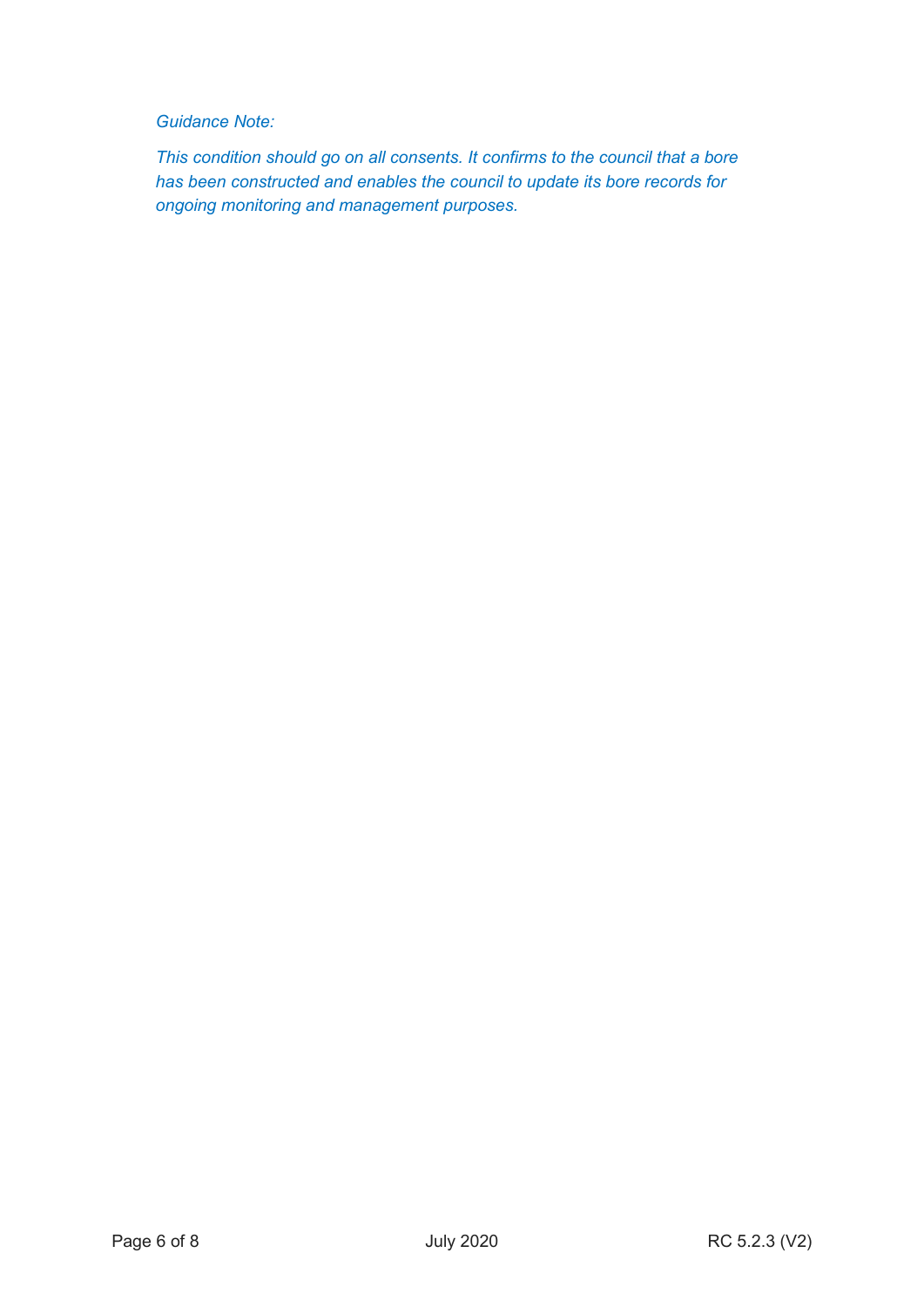*Guidance Note:*

*This condition should go on all consents. It confirms to the council that a bore has been constructed and enables the council to update its bore records for ongoing monitoring and management purposes.*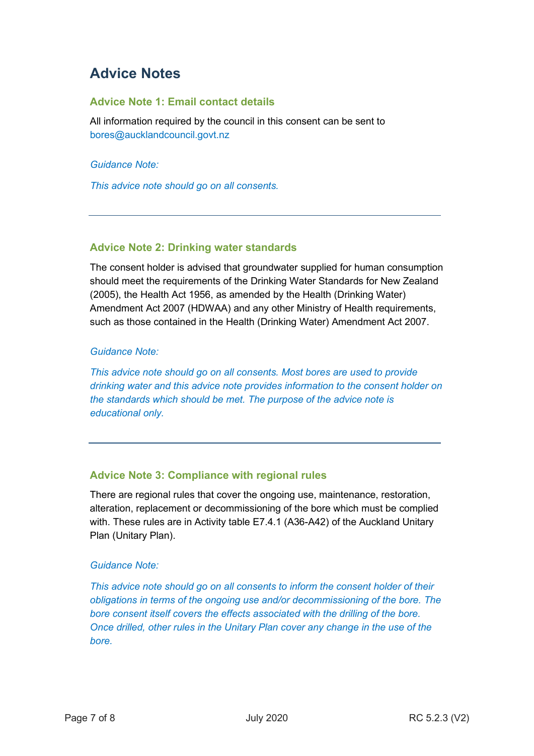# Advice Notes

### Advice Note 1: Email contact details

All information required by the council in this consent can be sent to bores@aucklandcouncil.govt.nz

*Guidance Note:*

*This advice note should go on all consents.*

---

### Advice Note 2: Drinking water standards

The consent holder is advised that groundwater supplied for human consumption should meet the requirements of the Drinking Water Standards for New Zealand (2005), the Health Act 1956, as amended by the Health (Drinking Water) Amendment Act 2007 (HDWAA) and any other Ministry of Health requirements, such as those contained in the Health (Drinking Water) Amendment Act 2007.

*Guidance Note:*

*This advice note should go on all consents. Most bores are used to provide drinking water and this advice note provides information to the consent holder on the standards which should be met. The purpose of the advice note is educational only.*

---

### Advice Note 3: Compliance with regional rules

There are regional rules that cover the ongoing use, maintenance, restoration, alteration, replacement or decommissioning of the bore which must be complied with. These rules are in Activity table E7.4.1 (A36-A42) of the Auckland Unitary Plan (Unitary Plan).

*Guidance Note:*

*This advice note should go on all consents to inform the consent holder of their obligations in terms of the ongoing use and/or decommissioning of the bore. The bore consent itself covers the effects associated with the drilling of the bore. Once drilled, other rules in the Unitary Plan cover any change in the use of the bore.*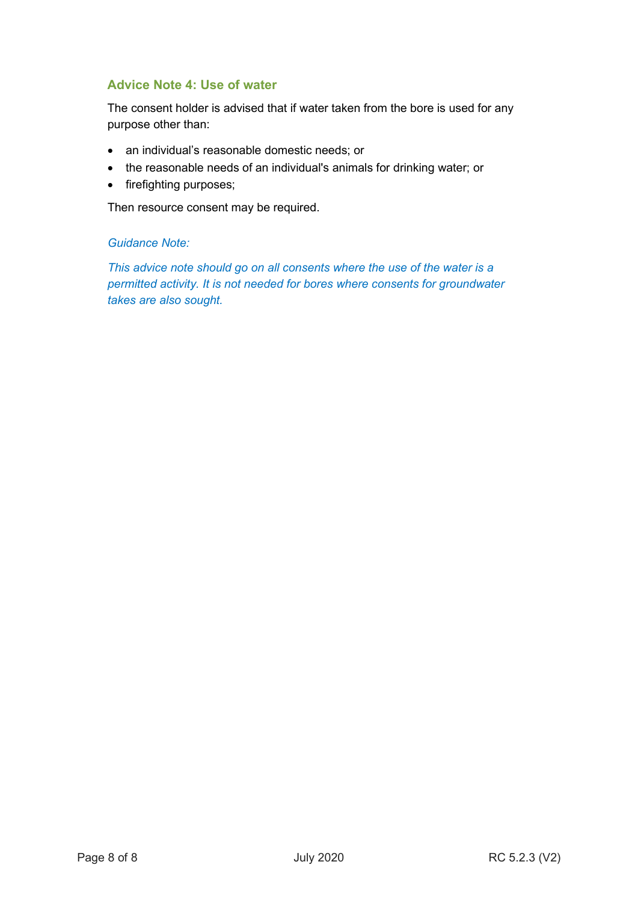### Advice Note 4: Use of water

The consent holder is advised that if water taken from the bore is used for any purpose other than:

- an individual's reasonable domestic needs; or
- the reasonable needs of an individual's animals for drinking water; or
- firefighting purposes;

Then resource consent may be required.

*Guidance Note:*

*This advice note should go on all consents where the use of the water is a permitted activity. It is not needed for bores where consents for groundwater takes are also sought.*